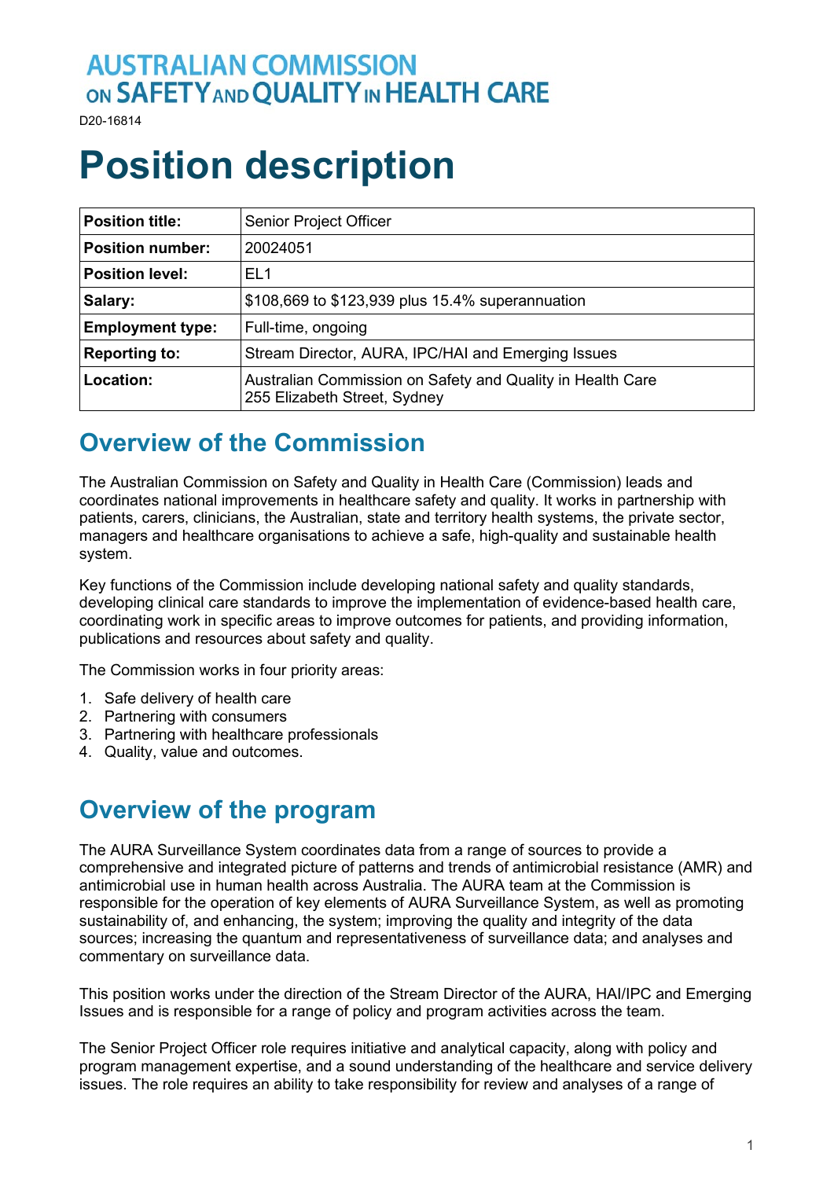AUSTRALIAN COMMISSION ON SAFETY AND QUALITY IN HEALTH CARE

D20-16814

# Position description

| Position title: | Senior Project Officer |
|---|---|
| Position number: | 20024051 |
| Position level: | EL1 |
| Salary: | $108,669 to $123,939 plus 15.4% superannuation |
| Employment type: | Full-time, ongoing |
| Reporting to: | Stream Director, AURA, IPC/HAI and Emerging Issues |
| Location: | Australian Commission on Safety and Quality in Health Care<br>255 Elizabeth Street, Sydney |

## Overview of the Commission

The Australian Commission on Safety and Quality in Health Care (Commission) leads and coordinates national improvements in healthcare safety and quality. It works in partnership with patients, carers, clinicians, the Australian, state and territory health systems, the private sector, managers and healthcare organisations to achieve a safe, high-quality and sustainable health system.

Key functions of the Commission include developing national safety and quality standards, developing clinical care standards to improve the implementation of evidence-based health care, coordinating work in specific areas to improve outcomes for patients, and providing information, publications and resources about safety and quality.

The Commission works in four priority areas:

1. Safe delivery of health care
2. Partnering with consumers
3. Partnering with healthcare professionals
4. Quality, value and outcomes.

## Overview of the program

The AURA Surveillance System coordinates data from a range of sources to provide a comprehensive and integrated picture of patterns and trends of antimicrobial resistance (AMR) and antimicrobial use in human health across Australia. The AURA team at the Commission is responsible for the operation of key elements of AURA Surveillance System, as well as promoting sustainability of, and enhancing, the system; improving the quality and integrity of the data sources; increasing the quantum and representativeness of surveillance data; and analyses and commentary on surveillance data.

This position works under the direction of the Stream Director of the AURA, HAI/IPC and Emerging Issues and is responsible for a range of policy and program activities across the team.

The Senior Project Officer role requires initiative and analytical capacity, along with policy and program management expertise, and a sound understanding of the healthcare and service delivery issues. The role requires an ability to take responsibility for review and analyses of a range of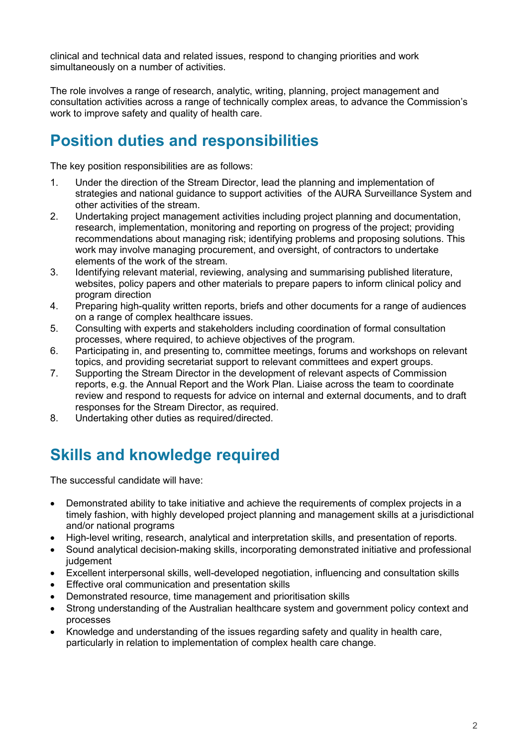clinical and technical data and related issues, respond to changing priorities and work simultaneously on a number of activities.

The role involves a range of research, analytic, writing, planning, project management and consultation activities across a range of technically complex areas, to advance the Commission's work to improve safety and quality of health care.

## Position duties and responsibilities

The key position responsibilities are as follows:

1. Under the direction of the Stream Director, lead the planning and implementation of strategies and national guidance to support activities of the AURA Surveillance System and other activities of the stream.
2. Undertaking project management activities including project planning and documentation, research, implementation, monitoring and reporting on progress of the project; providing recommendations about managing risk; identifying problems and proposing solutions. This work may involve managing procurement, and oversight, of contractors to undertake elements of the work of the stream.
3. Identifying relevant material, reviewing, analysing and summarising published literature, websites, policy papers and other materials to prepare papers to inform clinical policy and program direction
4. Preparing high-quality written reports, briefs and other documents for a range of audiences on a range of complex healthcare issues.
5. Consulting with experts and stakeholders including coordination of formal consultation processes, where required, to achieve objectives of the program.
6. Participating in, and presenting to, committee meetings, forums and workshops on relevant topics, and providing secretariat support to relevant committees and expert groups.
7. Supporting the Stream Director in the development of relevant aspects of Commission reports, e.g. the Annual Report and the Work Plan. Liaise across the team to coordinate review and respond to requests for advice on internal and external documents, and to draft responses for the Stream Director, as required.
8. Undertaking other duties as required/directed.

## Skills and knowledge required

The successful candidate will have:

- Demonstrated ability to take initiative and achieve the requirements of complex projects in a timely fashion, with highly developed project planning and management skills at a jurisdictional and/or national programs
- High-level writing, research, analytical and interpretation skills, and presentation of reports.
- Sound analytical decision-making skills, incorporating demonstrated initiative and professional judgement
- Excellent interpersonal skills, well-developed negotiation, influencing and consultation skills
- Effective oral communication and presentation skills
- Demonstrated resource, time management and prioritisation skills
- Strong understanding of the Australian healthcare system and government policy context and processes
- Knowledge and understanding of the issues regarding safety and quality in health care, particularly in relation to implementation of complex health care change.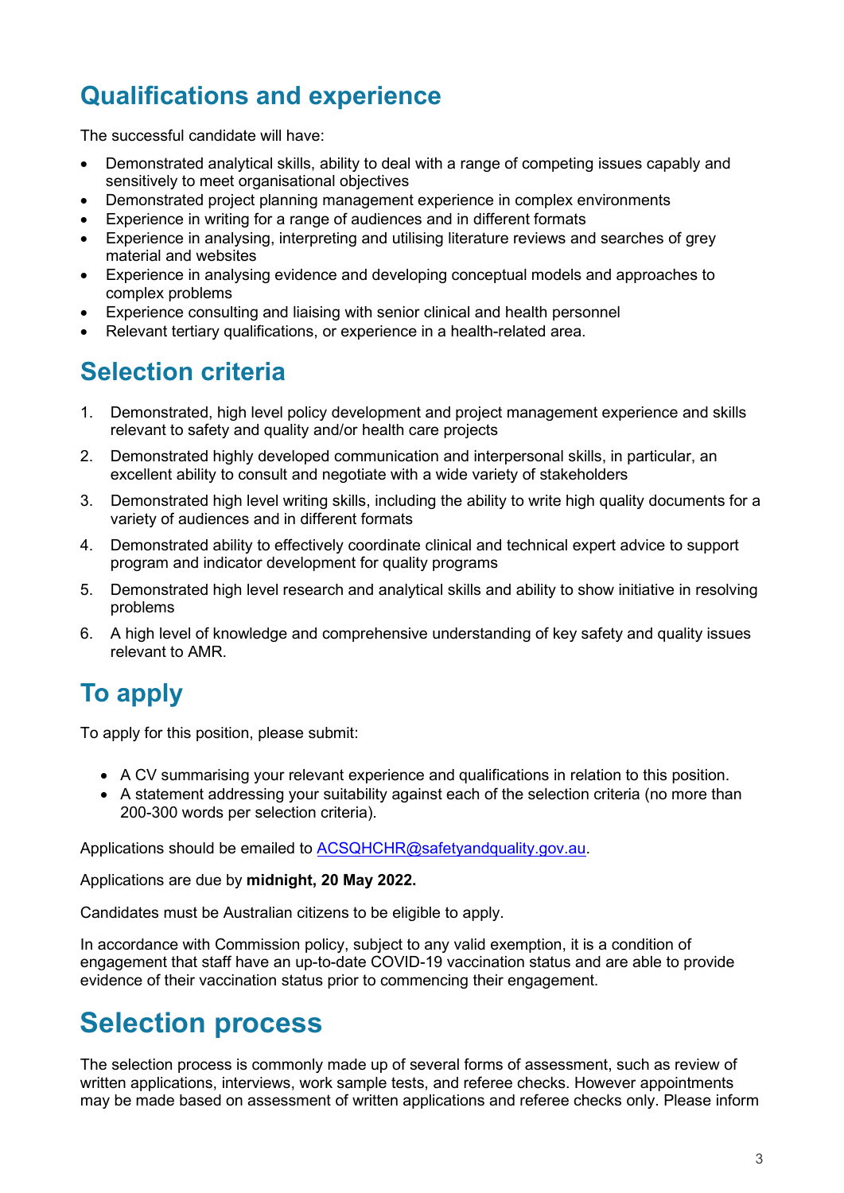## Qualifications and experience

The successful candidate will have:

- Demonstrated analytical skills, ability to deal with a range of competing issues capably and sensitively to meet organisational objectives
- Demonstrated project planning management experience in complex environments
- Experience in writing for a range of audiences and in different formats
- Experience in analysing, interpreting and utilising literature reviews and searches of grey material and websites
- Experience in analysing evidence and developing conceptual models and approaches to complex problems
- Experience consulting and liaising with senior clinical and health personnel
- Relevant tertiary qualifications, or experience in a health-related area.

## Selection criteria

1. Demonstrated, high level policy development and project management experience and skills relevant to safety and quality and/or health care projects
2. Demonstrated highly developed communication and interpersonal skills, in particular, an excellent ability to consult and negotiate with a wide variety of stakeholders
3. Demonstrated high level writing skills, including the ability to write high quality documents for a variety of audiences and in different formats
4. Demonstrated ability to effectively coordinate clinical and technical expert advice to support program and indicator development for quality programs
5. Demonstrated high level research and analytical skills and ability to show initiative in resolving problems
6. A high level of knowledge and comprehensive understanding of key safety and quality issues relevant to AMR.

## To apply

To apply for this position, please submit:

- A CV summarising your relevant experience and qualifications in relation to this position.
- A statement addressing your suitability against each of the selection criteria (no more than 200-300 words per selection criteria).

Applications should be emailed to ACSQHCHR@safetyandquality.gov.au.

Applications are due by **midnight, 20 May 2022.**

Candidates must be Australian citizens to be eligible to apply.

In accordance with Commission policy, subject to any valid exemption, it is a condition of engagement that staff have an up-to-date COVID-19 vaccination status and are able to provide evidence of their vaccination status prior to commencing their engagement.

# Selection process

The selection process is commonly made up of several forms of assessment, such as review of written applications, interviews, work sample tests, and referee checks. However appointments may be made based on assessment of written applications and referee checks only. Please inform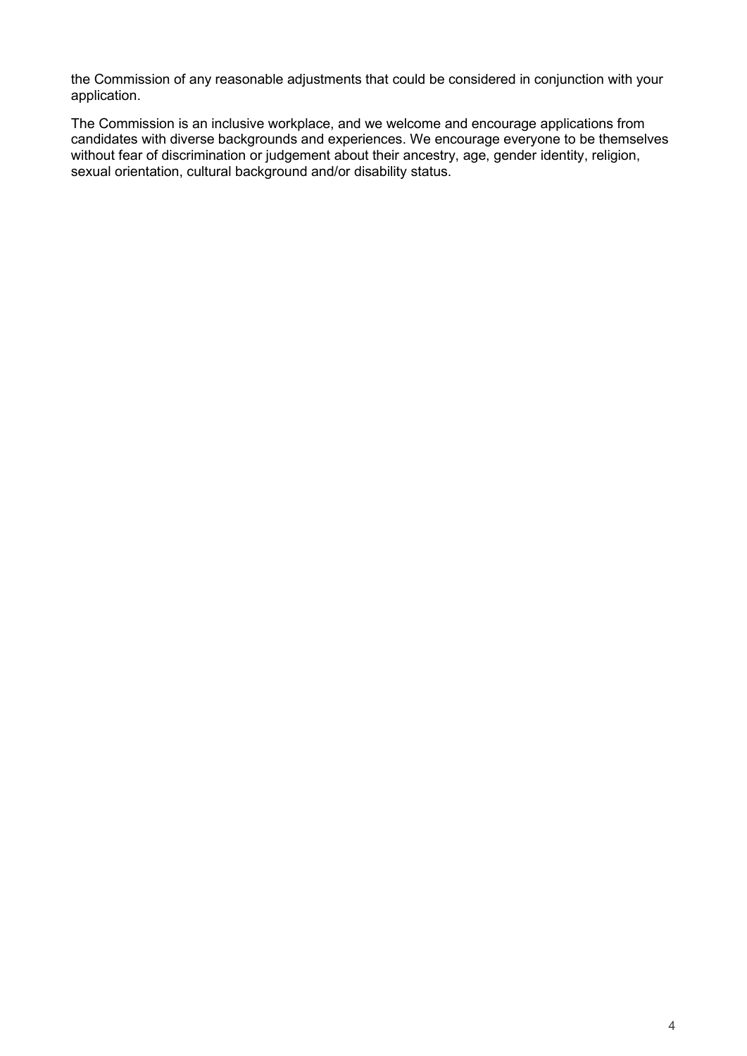the Commission of any reasonable adjustments that could be considered in conjunction with your application.

The Commission is an inclusive workplace, and we welcome and encourage applications from candidates with diverse backgrounds and experiences. We encourage everyone to be themselves without fear of discrimination or judgement about their ancestry, age, gender identity, religion, sexual orientation, cultural background and/or disability status.